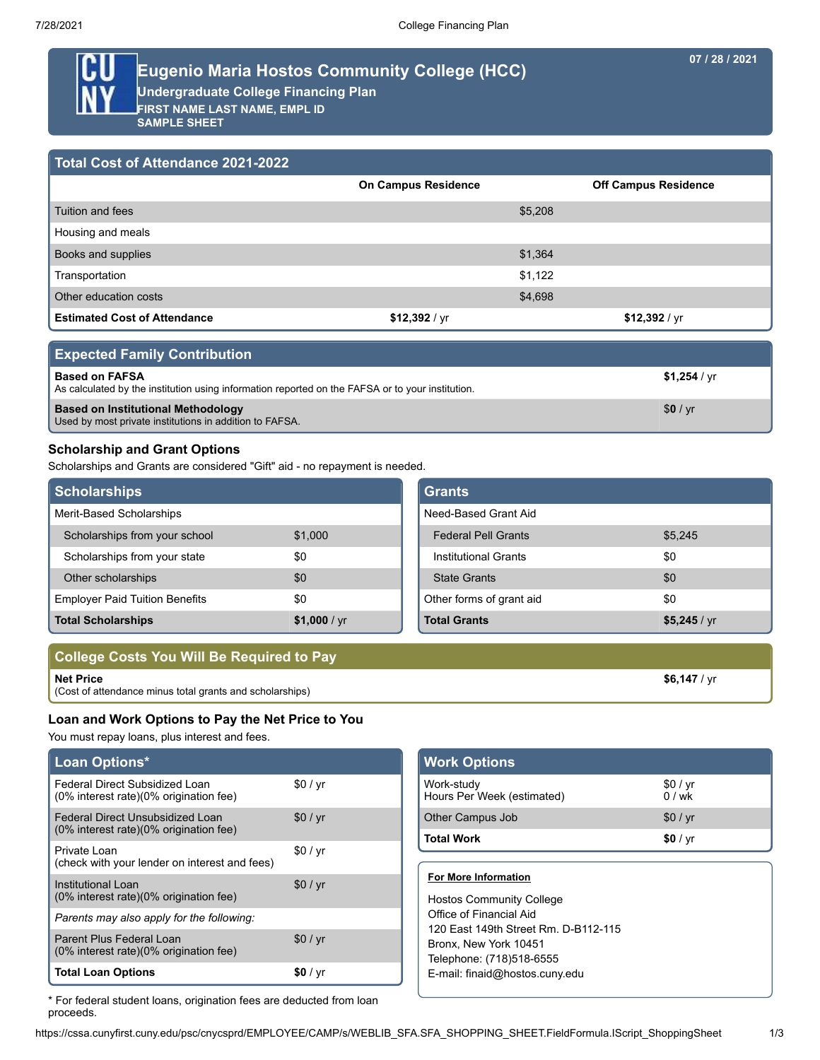# Eugenio Maria Hostos Community College (HCC)

## Undergraduate College Financing Plan

**FIRST NAME LAST NAME, EMPL ID**
**SAMPLE SHEET**

07 / 28 / 2021

## Total Cost of Attendance 2021-2022

| | On Campus Residence | Off Campus Residence |
|---|---|---|
| Tuition and fees | $5,208 | |
| Housing and meals | | |
| Books and supplies | $1,364 | |
| Transportation | $1,122 | |
| Other education costs | $4,698 | |
| **Estimated Cost of Attendance** | **$12,392** / yr | **$12,392** / yr |

## Expected Family Contribution

| | |
|---|---|
| **Based on FAFSA**<br>As calculated by the institution using information reported on the FAFSA or to your institution. | **$1,254** / yr |
| **Based on Institutional Methodology**<br>Used by most private institutions in addition to FAFSA. | $**0** / yr |

### Scholarship and Grant Options

Scholarships and Grants are considered "Gift" aid - no repayment is needed.

| Scholarships | |
|---|---|
| Merit-Based Scholarships | |
| Scholarships from your school | $1,000 |
| Scholarships from your state | $0 |
| Other scholarships | $0 |
| Employer Paid Tuition Benefits | $0 |
| **Total Scholarships** | **$1,000** / yr |

| Grants | |
|---|---|
| Need-Based Grant Aid | |
| Federal Pell Grants | $5,245 |
| Institutional Grants | $0 |
| State Grants | $0 |
| Other forms of grant aid | $0 |
| **Total Grants** | **$5,245** / yr |

## College Costs You Will Be Required to Pay

| | |
|---|---|
| **Net Price**<br>(Cost of attendance minus total grants and scholarships) | **$6,147** / yr |

### Loan and Work Options to Pay the Net Price to You

You must repay loans, plus interest and fees.

| Loan Options* | |
|---|---|
| Federal Direct Subsidized Loan<br>(0% interest rate)(0% origination fee) | $0 / yr |
| Federal Direct Unsubsidized Loan<br>(0% interest rate)(0% origination fee) | $0 / yr |
| Private Loan<br>(check with your lender on interest and fees) | $0 / yr |
| Institutional Loan<br>(0% interest rate)(0% origination fee) | $0 / yr |
| *Parents may also apply for the following:* | |
| Parent Plus Federal Loan<br>(0% interest rate)(0% origination fee) | $0 / yr |
| **Total Loan Options** | **$0** / yr |

\* For federal student loans, origination fees are deducted from loan proceeds.

| Work Options | |
|---|---|
| Work-study<br>Hours Per Week (estimated) | $0 / yr<br>0 / wk |
| Other Campus Job | $0 / yr |
| **Total Work** | **$0** / yr |

**For More Information**

Hostos Community College
Office of Financial Aid
120 East 149th Street Rm. D-B112-115
Bronx, New York 10451
Telephone: (718)518-6555
E-mail: finaid@hostos.cuny.edu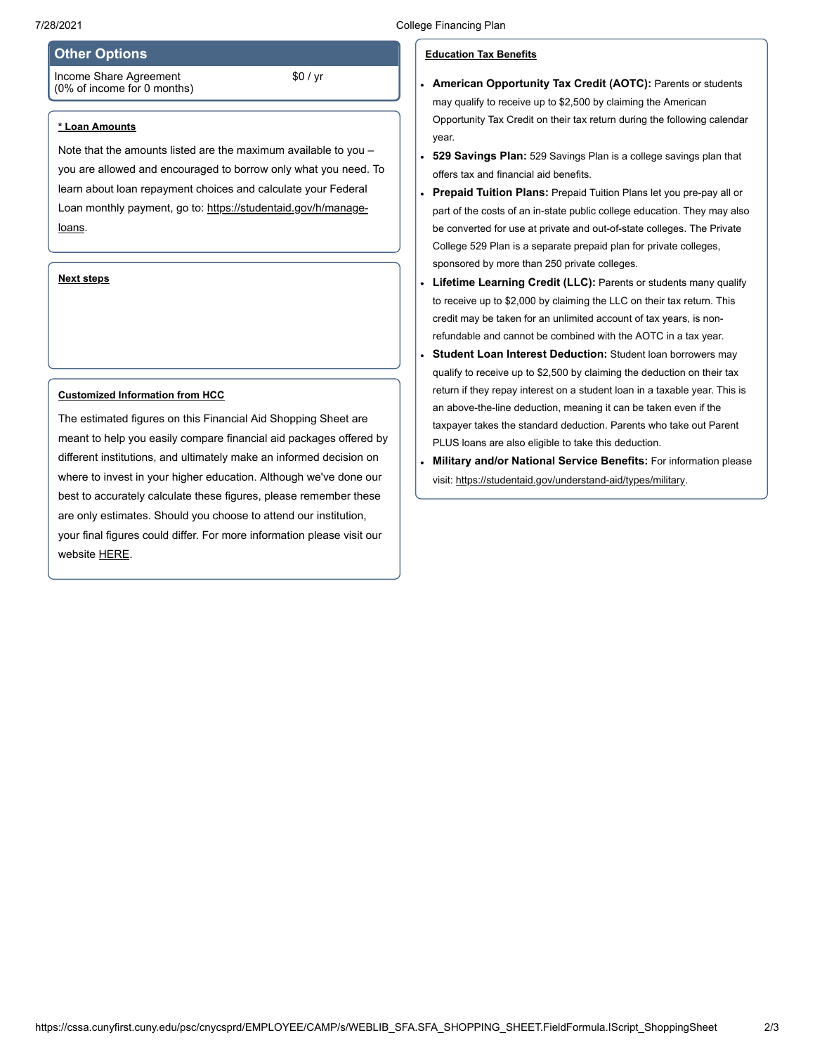## Other Options

| Income Share Agreement (0% of income for 0 months) | $0 / yr |
|---|---|

**\* Loan Amounts**

Note that the amounts listed are the maximum available to you – you are allowed and encouraged to borrow only what you need. To learn about loan repayment choices and calculate your Federal Loan monthly payment, go to: https://studentaid.gov/h/manage-loans.

**Next steps**

**Customized Information from HCC**

The estimated figures on this Financial Aid Shopping Sheet are meant to help you easily compare financial aid packages offered by different institutions, and ultimately make an informed decision on where to invest in your higher education. Although we've done our best to accurately calculate these figures, please remember these are only estimates. Should you choose to attend our institution, your final figures could differ. For more information please visit our website HERE.

**Education Tax Benefits**

- **American Opportunity Tax Credit (AOTC):** Parents or students may qualify to receive up to $2,500 by claiming the American Opportunity Tax Credit on their tax return during the following calendar year.
- **529 Savings Plan:** 529 Savings Plan is a college savings plan that offers tax and financial aid benefits.
- **Prepaid Tuition Plans:** Prepaid Tuition Plans let you pre-pay all or part of the costs of an in-state public college education. They may also be converted for use at private and out-of-state colleges. The Private College 529 Plan is a separate prepaid plan for private colleges, sponsored by more than 250 private colleges.
- **Lifetime Learning Credit (LLC):** Parents or students many qualify to receive up to $2,000 by claiming the LLC on their tax return. This credit may be taken for an unlimited account of tax years, is non-refundable and cannot be combined with the AOTC in a tax year.
- **Student Loan Interest Deduction:** Student loan borrowers may qualify to receive up to $2,500 by claiming the deduction on their tax return if they repay interest on a student loan in a taxable year. This is an above-the-line deduction, meaning it can be taken even if the taxpayer takes the standard deduction. Parents who take out Parent PLUS loans are also eligible to take this deduction.
- **Military and/or National Service Benefits:** For information please visit: https://studentaid.gov/understand-aid/types/military.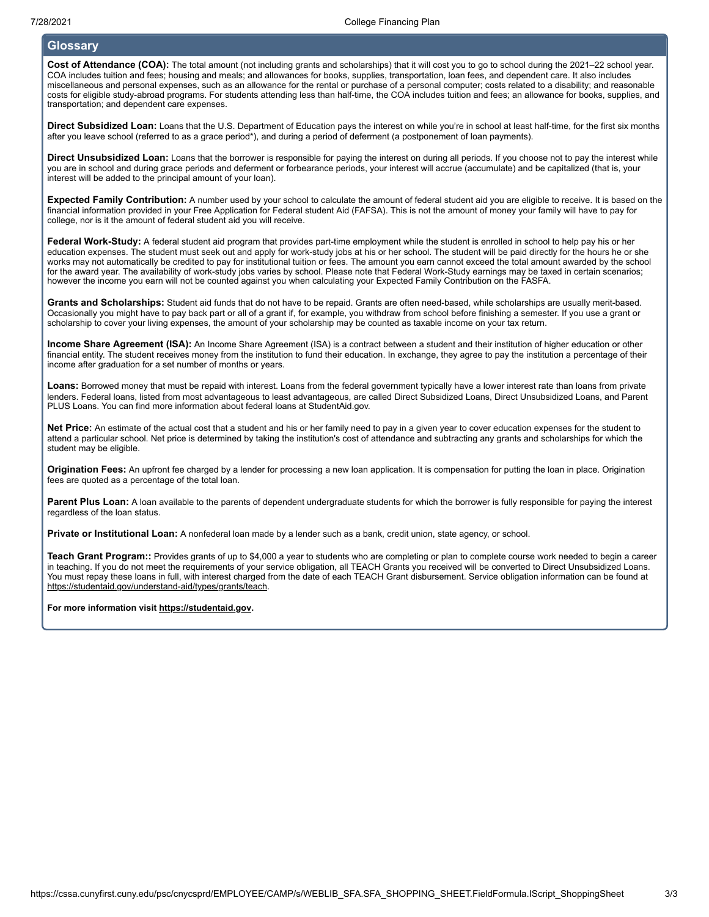## Glossary

**Cost of Attendance (COA):** The total amount (not including grants and scholarships) that it will cost you to go to school during the 2021–22 school year. COA includes tuition and fees; housing and meals; and allowances for books, supplies, transportation, loan fees, and dependent care. It also includes miscellaneous and personal expenses, such as an allowance for the rental or purchase of a personal computer; costs related to a disability; and reasonable costs for eligible study-abroad programs. For students attending less than half-time, the COA includes tuition and fees; an allowance for books, supplies, and transportation; and dependent care expenses.

**Direct Subsidized Loan:** Loans that the U.S. Department of Education pays the interest on while you're in school at least half-time, for the first six months after you leave school (referred to as a grace period*), and during a period of deferment (a postponement of loan payments).

**Direct Unsubsidized Loan:** Loans that the borrower is responsible for paying the interest on during all periods. If you choose not to pay the interest while you are in school and during grace periods and deferment or forbearance periods, your interest will accrue (accumulate) and be capitalized (that is, your interest will be added to the principal amount of your loan).

**Expected Family Contribution:** A number used by your school to calculate the amount of federal student aid you are eligible to receive. It is based on the financial information provided in your Free Application for Federal student Aid (FAFSA). This is not the amount of money your family will have to pay for college, nor is it the amount of federal student aid you will receive.

**Federal Work-Study:** A federal student aid program that provides part-time employment while the student is enrolled in school to help pay his or her education expenses. The student must seek out and apply for work-study jobs at his or her school. The student will be paid directly for the hours he or she works may not automatically be credited to pay for institutional tuition or fees. The amount you earn cannot exceed the total amount awarded by the school for the award year. The availability of work-study jobs varies by school. Please note that Federal Work-Study earnings may be taxed in certain scenarios; however the income you earn will not be counted against you when calculating your Expected Family Contribution on the FASFA.

**Grants and Scholarships:** Student aid funds that do not have to be repaid. Grants are often need-based, while scholarships are usually merit-based. Occasionally you might have to pay back part or all of a grant if, for example, you withdraw from school before finishing a semester. If you use a grant or scholarship to cover your living expenses, the amount of your scholarship may be counted as taxable income on your tax return.

**Income Share Agreement (ISA):** An Income Share Agreement (ISA) is a contract between a student and their institution of higher education or other financial entity. The student receives money from the institution to fund their education. In exchange, they agree to pay the institution a percentage of their income after graduation for a set number of months or years.

**Loans:** Borrowed money that must be repaid with interest. Loans from the federal government typically have a lower interest rate than loans from private lenders. Federal loans, listed from most advantageous to least advantageous, are called Direct Subsidized Loans, Direct Unsubsidized Loans, and Parent PLUS Loans. You can find more information about federal loans at StudentAid.gov.

**Net Price:** An estimate of the actual cost that a student and his or her family need to pay in a given year to cover education expenses for the student to attend a particular school. Net price is determined by taking the institution's cost of attendance and subtracting any grants and scholarships for which the student may be eligible.

**Origination Fees:** An upfront fee charged by a lender for processing a new loan application. It is compensation for putting the loan in place. Origination fees are quoted as a percentage of the total loan.

**Parent Plus Loan:** A loan available to the parents of dependent undergraduate students for which the borrower is fully responsible for paying the interest regardless of the loan status.

**Private or Institutional Loan:** A nonfederal loan made by a lender such as a bank, credit union, state agency, or school.

**Teach Grant Program::** Provides grants of up to $4,000 a year to students who are completing or plan to complete course work needed to begin a career in teaching. If you do not meet the requirements of your service obligation, all TEACH Grants you received will be converted to Direct Unsubsidized Loans. You must repay these loans in full, with interest charged from the date of each TEACH Grant disbursement. Service obligation information can be found at https://studentaid.gov/understand-aid/types/grants/teach.

**For more information visit https://studentaid.gov.**